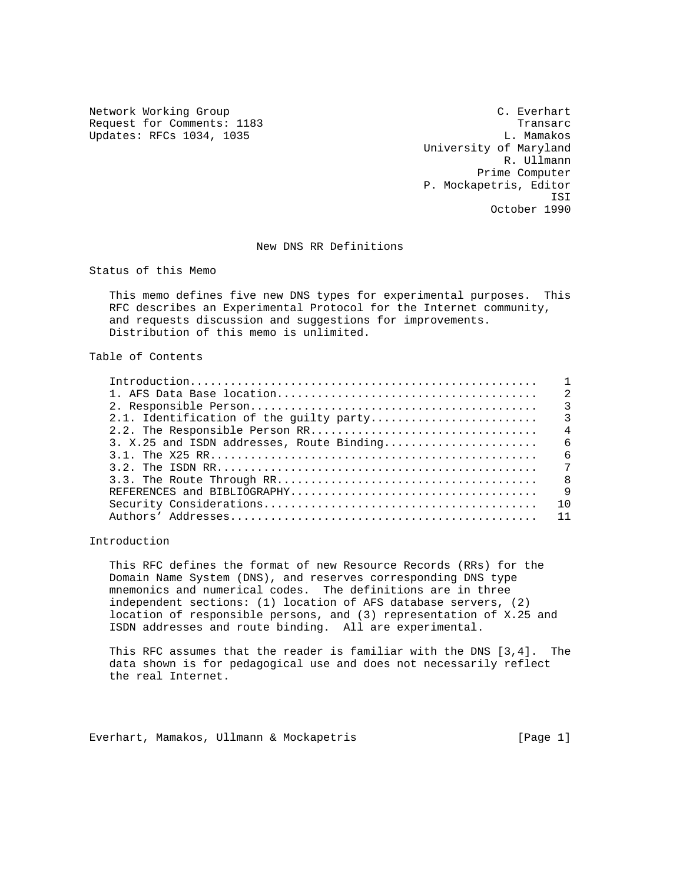Network Working Group
Request for Comments: 1183
Updates: RFCs 1034, 1035

C. Everhart
Transarc
L. Mamakos
University of Maryland
R. Ullmann
Prime Computer
P. Mockapetris, Editor
ISI
October 1990

# New DNS RR Definitions

## Status of this Memo

This memo defines five new DNS types for experimental purposes. This RFC describes an Experimental Protocol for the Internet community, and requests discussion and suggestions for improvements. Distribution of this memo is unlimited.

## Table of Contents

| Section | Page |
|---|---|
| Introduction | 1 |
| 1. AFS Data Base location | 2 |
| 2. Responsible Person | 3 |
| 2.1. Identification of the guilty party | 3 |
| 2.2. The Responsible Person RR | 4 |
| 3. X.25 and ISDN addresses, Route Binding | 6 |
| 3.1. The X25 RR | 6 |
| 3.2. The ISDN RR | 7 |
| 3.3. The Route Through RR | 8 |
| REFERENCES and BIBLIOGRAPHY | 9 |
| Security Considerations | 10 |
| Authors' Addresses | 11 |

## Introduction

This RFC defines the format of new Resource Records (RRs) for the Domain Name System (DNS), and reserves corresponding DNS type mnemonics and numerical codes. The definitions are in three independent sections: (1) location of AFS database servers, (2) location of responsible persons, and (3) representation of X.25 and ISDN addresses and route binding. All are experimental.

This RFC assumes that the reader is familiar with the DNS [3,4]. The data shown is for pedagogical use and does not necessarily reflect the real Internet.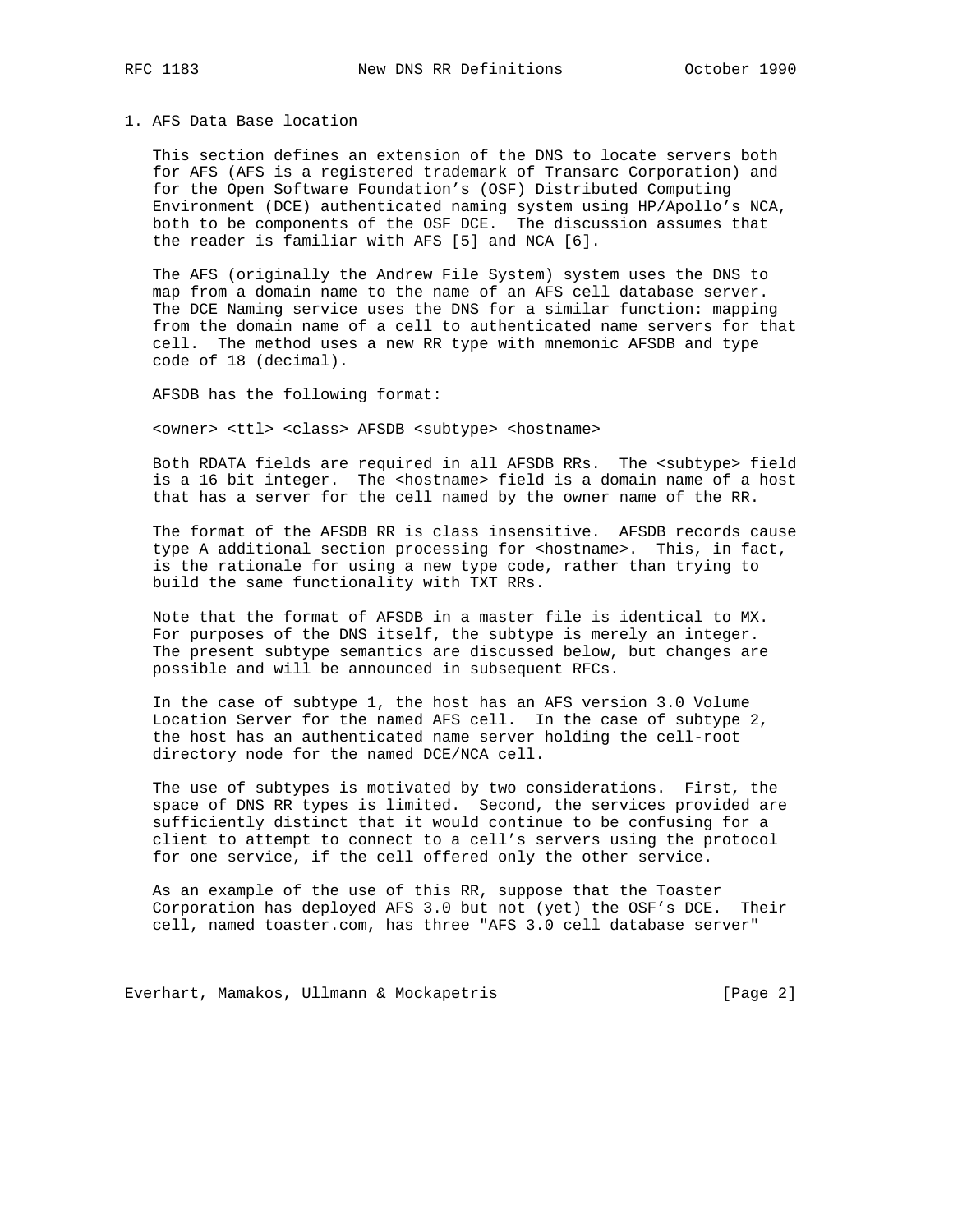## 1. AFS Data Base location

This section defines an extension of the DNS to locate servers both for AFS (AFS is a registered trademark of Transarc Corporation) and for the Open Software Foundation's (OSF) Distributed Computing Environment (DCE) authenticated naming system using HP/Apollo's NCA, both to be components of the OSF DCE. The discussion assumes that the reader is familiar with AFS [5] and NCA [6].

The AFS (originally the Andrew File System) system uses the DNS to map from a domain name to the name of an AFS cell database server. The DCE Naming service uses the DNS for a similar function: mapping from the domain name of a cell to authenticated name servers for that cell. The method uses a new RR type with mnemonic AFSDB and type code of 18 (decimal).

AFSDB has the following format:

```
<owner> <ttl> <class> AFSDB <subtype> <hostname>
```

Both RDATA fields are required in all AFSDB RRs. The <subtype> field is a 16 bit integer. The <hostname> field is a domain name of a host that has a server for the cell named by the owner name of the RR.

The format of the AFSDB RR is class insensitive. AFSDB records cause type A additional section processing for <hostname>. This, in fact, is the rationale for using a new type code, rather than trying to build the same functionality with TXT RRs.

Note that the format of AFSDB in a master file is identical to MX. For purposes of the DNS itself, the subtype is merely an integer. The present subtype semantics are discussed below, but changes are possible and will be announced in subsequent RFCs.

In the case of subtype 1, the host has an AFS version 3.0 Volume Location Server for the named AFS cell. In the case of subtype 2, the host has an authenticated name server holding the cell-root directory node for the named DCE/NCA cell.

The use of subtypes is motivated by two considerations. First, the space of DNS RR types is limited. Second, the services provided are sufficiently distinct that it would continue to be confusing for a client to attempt to connect to a cell's servers using the protocol for one service, if the cell offered only the other service.

As an example of the use of this RR, suppose that the Toaster Corporation has deployed AFS 3.0 but not (yet) the OSF's DCE. Their cell, named toaster.com, has three "AFS 3.0 cell database server"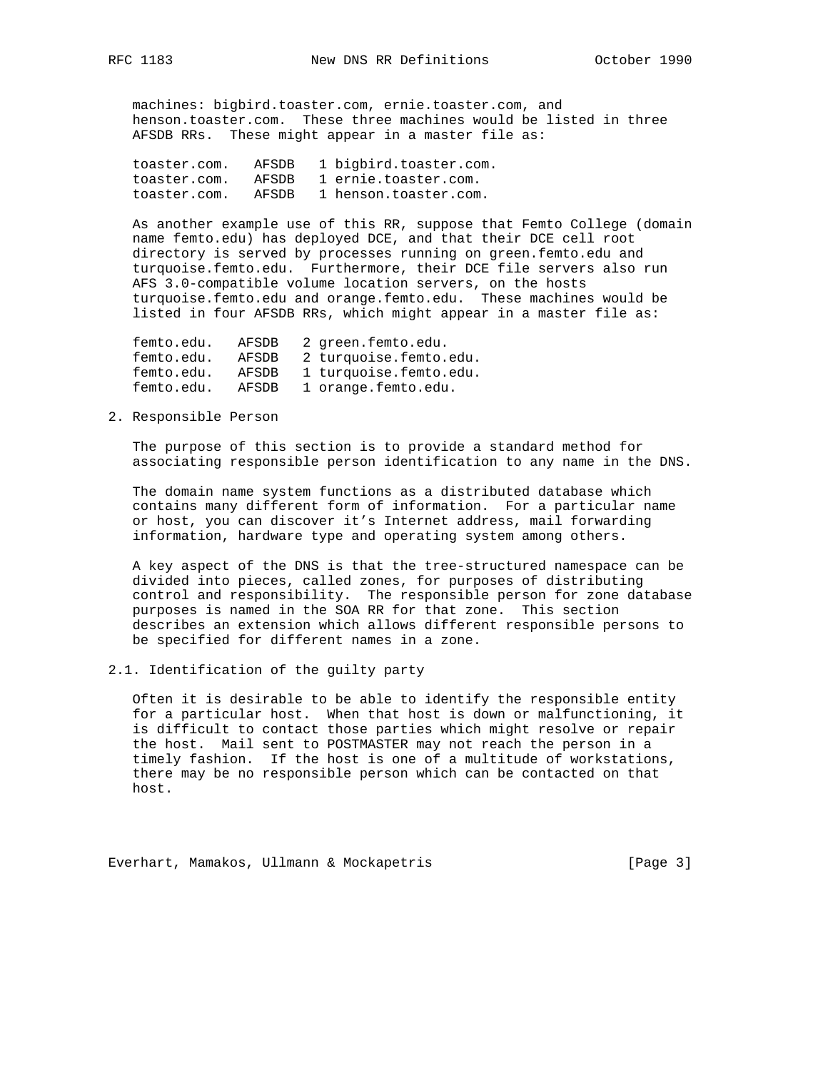machines: bigbird.toaster.com, ernie.toaster.com, and henson.toaster.com. These three machines would be listed in three AFSDB RRs. These might appear in a master file as:

```
toaster.com.   AFSDB   1 bigbird.toaster.com.
toaster.com.   AFSDB   1 ernie.toaster.com.
toaster.com.   AFSDB   1 henson.toaster.com.
```

As another example use of this RR, suppose that Femto College (domain name femto.edu) has deployed DCE, and that their DCE cell root directory is served by processes running on green.femto.edu and turquoise.femto.edu. Furthermore, their DCE file servers also run AFS 3.0-compatible volume location servers, on the hosts turquoise.femto.edu and orange.femto.edu. These machines would be listed in four AFSDB RRs, which might appear in a master file as:

```
femto.edu.   AFSDB   2 green.femto.edu.
femto.edu.   AFSDB   2 turquoise.femto.edu.
femto.edu.   AFSDB   1 turquoise.femto.edu.
femto.edu.   AFSDB   1 orange.femto.edu.
```

## 2. Responsible Person

The purpose of this section is to provide a standard method for associating responsible person identification to any name in the DNS.

The domain name system functions as a distributed database which contains many different form of information. For a particular name or host, you can discover it's Internet address, mail forwarding information, hardware type and operating system among others.

A key aspect of the DNS is that the tree-structured namespace can be divided into pieces, called zones, for purposes of distributing control and responsibility. The responsible person for zone database purposes is named in the SOA RR for that zone. This section describes an extension which allows different responsible persons to be specified for different names in a zone.

### 2.1. Identification of the guilty party

Often it is desirable to be able to identify the responsible entity for a particular host. When that host is down or malfunctioning, it is difficult to contact those parties which might resolve or repair the host. Mail sent to POSTMASTER may not reach the person in a timely fashion. If the host is one of a multitude of workstations, there may be no responsible person which can be contacted on that host.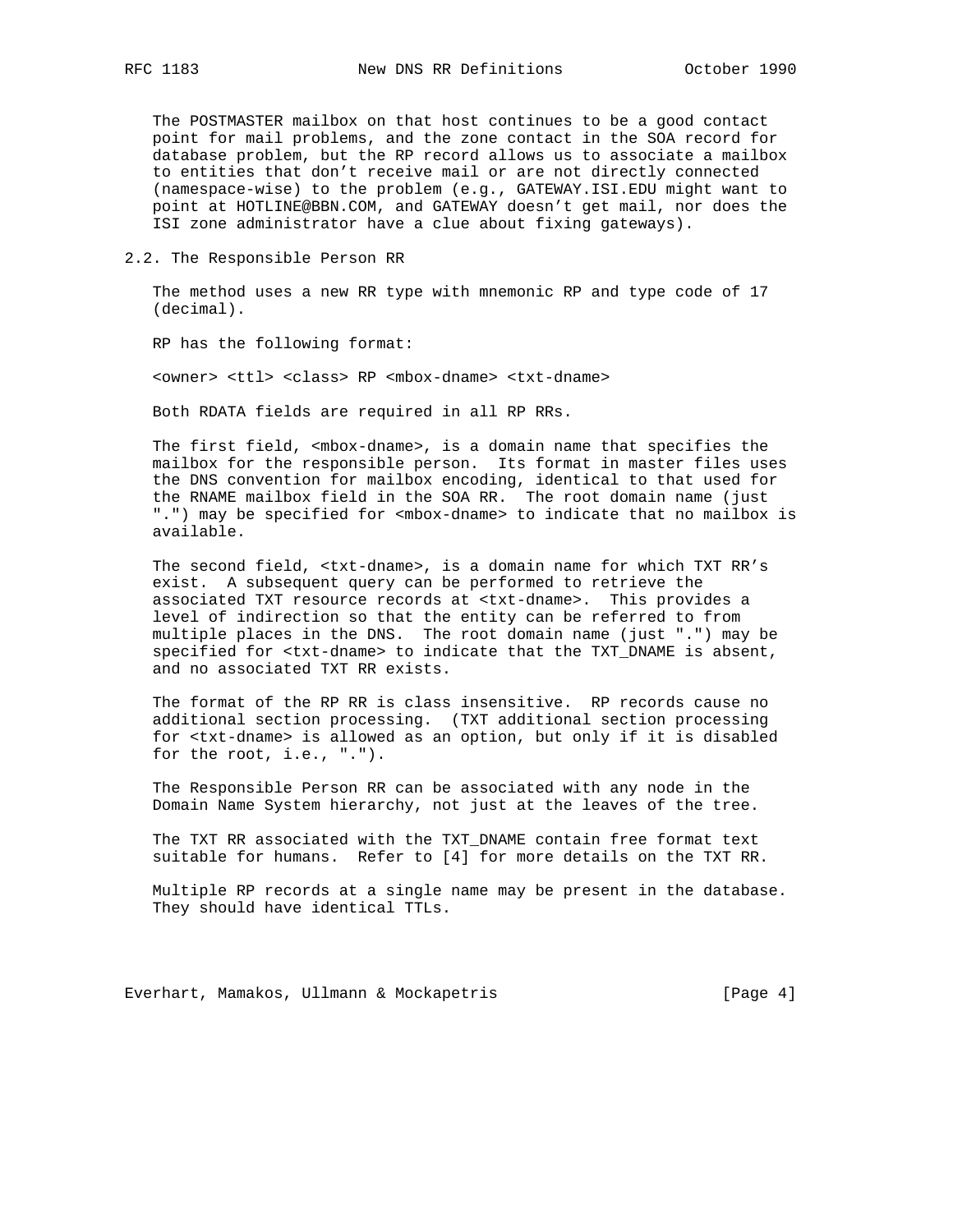The POSTMASTER mailbox on that host continues to be a good contact point for mail problems, and the zone contact in the SOA record for database problem, but the RP record allows us to associate a mailbox to entities that don't receive mail or are not directly connected (namespace-wise) to the problem (e.g., GATEWAY.ISI.EDU might want to point at HOTLINE@BBN.COM, and GATEWAY doesn't get mail, nor does the ISI zone administrator have a clue about fixing gateways).

## 2.2. The Responsible Person RR

The method uses a new RR type with mnemonic RP and type code of 17 (decimal).

RP has the following format:

```
<owner> <ttl> <class> RP <mbox-dname> <txt-dname>
```

Both RDATA fields are required in all RP RRs.

The first field, <mbox-dname>, is a domain name that specifies the mailbox for the responsible person. Its format in master files uses the DNS convention for mailbox encoding, identical to that used for the RNAME mailbox field in the SOA RR. The root domain name (just ".") may be specified for <mbox-dname> to indicate that no mailbox is available.

The second field, <txt-dname>, is a domain name for which TXT RR's exist. A subsequent query can be performed to retrieve the associated TXT resource records at <txt-dname>. This provides a level of indirection so that the entity can be referred to from multiple places in the DNS. The root domain name (just ".") may be specified for <txt-dname> to indicate that the TXT_DNAME is absent, and no associated TXT RR exists.

The format of the RP RR is class insensitive. RP records cause no additional section processing. (TXT additional section processing for <txt-dname> is allowed as an option, but only if it is disabled for the root, i.e., ".").

The Responsible Person RR can be associated with any node in the Domain Name System hierarchy, not just at the leaves of the tree.

The TXT RR associated with the TXT_DNAME contain free format text suitable for humans. Refer to [4] for more details on the TXT RR.

Multiple RP records at a single name may be present in the database. They should have identical TTLs.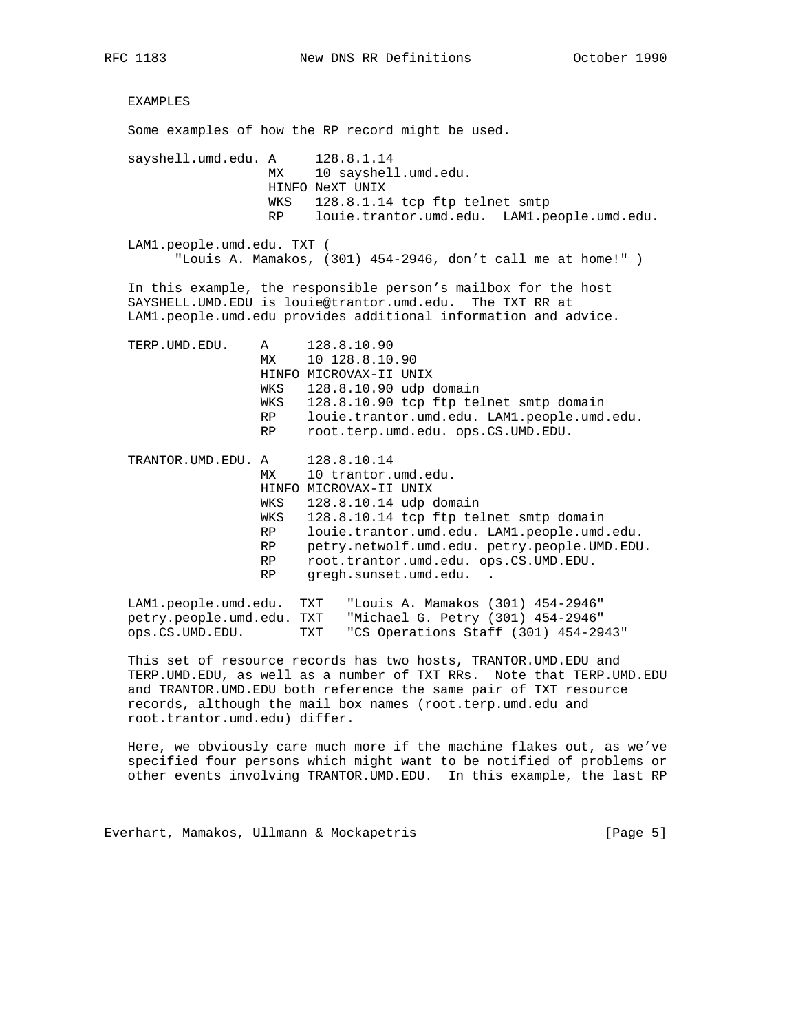EXAMPLES

Some examples of how the RP record might be used.

```
sayshell.umd.edu. A     128.8.1.14
                  MX    10 sayshell.umd.edu.
                  HINFO NeXT UNIX
                  WKS   128.8.1.14 tcp ftp telnet smtp
                  RP    louie.trantor.umd.edu.  LAM1.people.umd.edu.

LAM1.people.umd.edu. TXT (
      "Louis A. Mamakos, (301) 454-2946, don't call me at home!" )
```

In this example, the responsible person's mailbox for the host SAYSHELL.UMD.EDU is louie@trantor.umd.edu. The TXT RR at LAM1.people.umd.edu provides additional information and advice.

```
TERP.UMD.EDU.    A     128.8.10.90
                 MX    10 128.8.10.90
                 HINFO MICROVAX-II UNIX
                 WKS   128.8.10.90 udp domain
                 WKS   128.8.10.90 tcp ftp telnet smtp domain
                 RP    louie.trantor.umd.edu. LAM1.people.umd.edu.
                 RP    root.terp.umd.edu. ops.CS.UMD.EDU.

TRANTOR.UMD.EDU. A     128.8.10.14
                 MX    10 trantor.umd.edu.
                 HINFO MICROVAX-II UNIX
                 WKS   128.8.10.14 udp domain
                 WKS   128.8.10.14 tcp ftp telnet smtp domain
                 RP    louie.trantor.umd.edu. LAM1.people.umd.edu.
                 RP    petry.netwolf.umd.edu. petry.people.UMD.EDU.
                 RP    root.trantor.umd.edu. ops.CS.UMD.EDU.
                 RP    gregh.sunset.umd.edu.  .

LAM1.people.umd.edu.  TXT   "Louis A. Mamakos (301) 454-2946"
petry.people.umd.edu. TXT   "Michael G. Petry (301) 454-2946"
ops.CS.UMD.EDU.       TXT   "CS Operations Staff (301) 454-2943"
```

This set of resource records has two hosts, TRANTOR.UMD.EDU and TERP.UMD.EDU, as well as a number of TXT RRs. Note that TERP.UMD.EDU and TRANTOR.UMD.EDU both reference the same pair of TXT resource records, although the mail box names (root.terp.umd.edu and root.trantor.umd.edu) differ.

Here, we obviously care much more if the machine flakes out, as we've specified four persons which might want to be notified of problems or other events involving TRANTOR.UMD.EDU. In this example, the last RP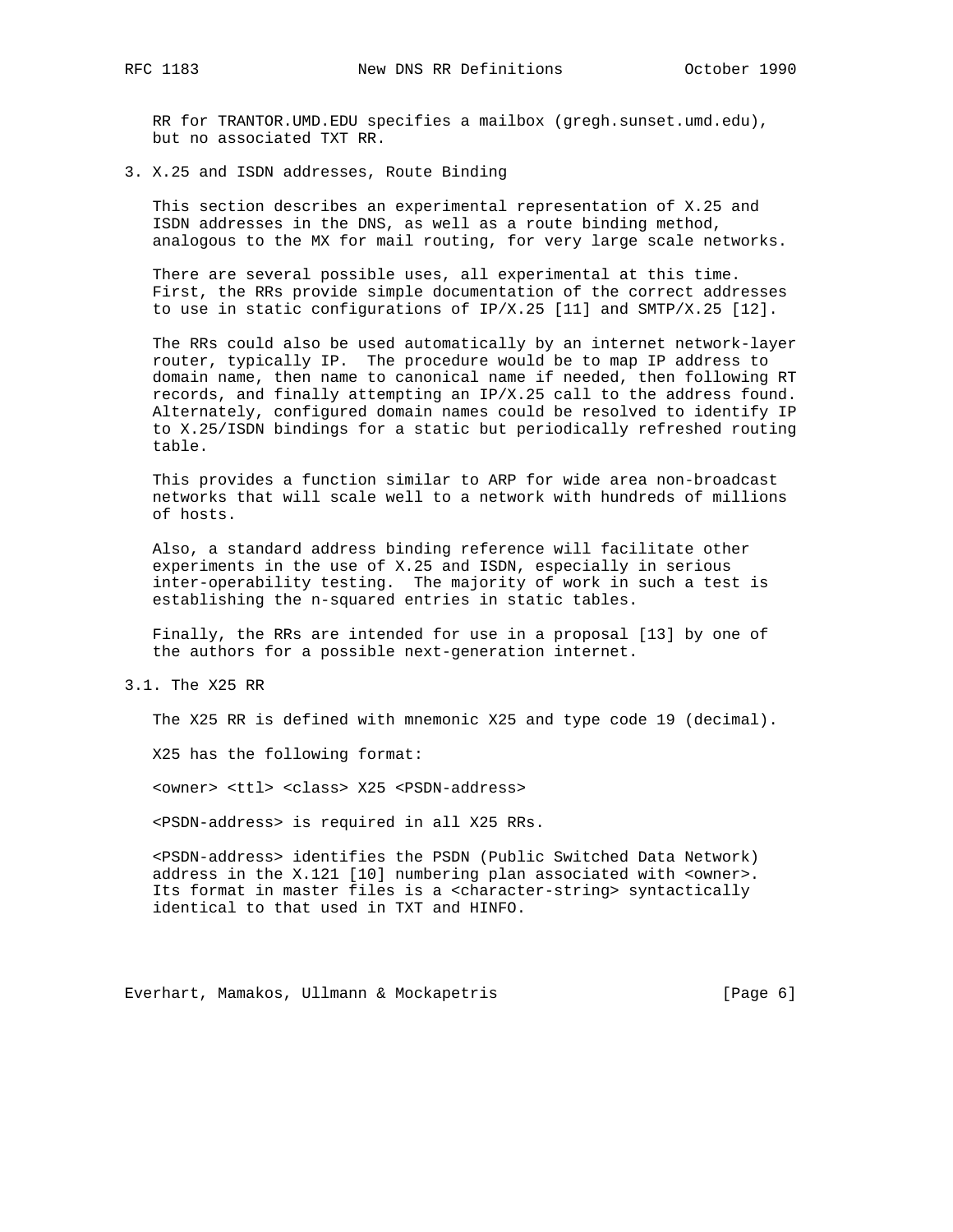RR for TRANTOR.UMD.EDU specifies a mailbox (gregh.sunset.umd.edu), but no associated TXT RR.

## 3. X.25 and ISDN addresses, Route Binding

This section describes an experimental representation of X.25 and ISDN addresses in the DNS, as well as a route binding method, analogous to the MX for mail routing, for very large scale networks.

There are several possible uses, all experimental at this time. First, the RRs provide simple documentation of the correct addresses to use in static configurations of IP/X.25 [11] and SMTP/X.25 [12].

The RRs could also be used automatically by an internet network-layer router, typically IP. The procedure would be to map IP address to domain name, then name to canonical name if needed, then following RT records, and finally attempting an IP/X.25 call to the address found. Alternately, configured domain names could be resolved to identify IP to X.25/ISDN bindings for a static but periodically refreshed routing table.

This provides a function similar to ARP for wide area non-broadcast networks that will scale well to a network with hundreds of millions of hosts.

Also, a standard address binding reference will facilitate other experiments in the use of X.25 and ISDN, especially in serious inter-operability testing. The majority of work in such a test is establishing the n-squared entries in static tables.

Finally, the RRs are intended for use in a proposal [13] by one of the authors for a possible next-generation internet.

### 3.1. The X25 RR

The X25 RR is defined with mnemonic X25 and type code 19 (decimal).

X25 has the following format:

```
<owner> <ttl> <class> X25 <PSDN-address>
```

<PSDN-address> is required in all X25 RRs.

<PSDN-address> identifies the PSDN (Public Switched Data Network) address in the X.121 [10] numbering plan associated with <owner>. Its format in master files is a <character-string> syntactically identical to that used in TXT and HINFO.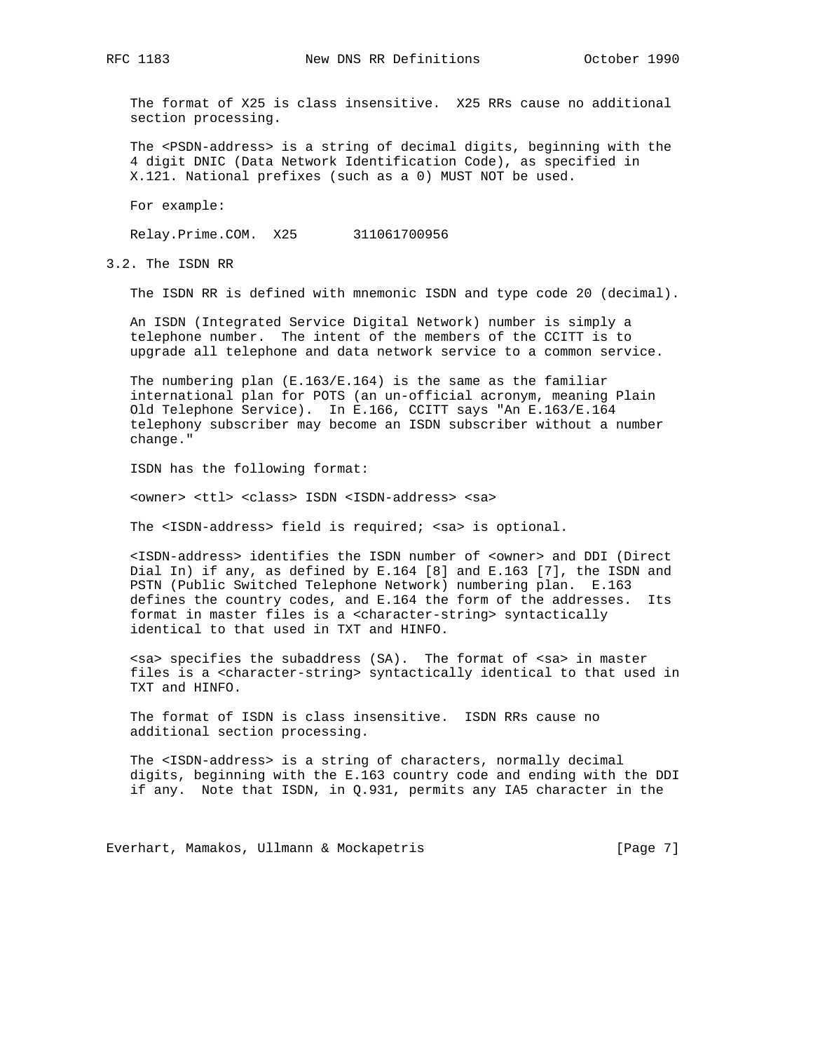The format of X25 is class insensitive. X25 RRs cause no additional section processing.

The <PSDN-address> is a string of decimal digits, beginning with the 4 digit DNIC (Data Network Identification Code), as specified in X.121. National prefixes (such as a 0) MUST NOT be used.

For example:

```
Relay.Prime.COM.  X25       311061700956
```

## 3.2. The ISDN RR

The ISDN RR is defined with mnemonic ISDN and type code 20 (decimal).

An ISDN (Integrated Service Digital Network) number is simply a telephone number. The intent of the members of the CCITT is to upgrade all telephone and data network service to a common service.

The numbering plan (E.163/E.164) is the same as the familiar international plan for POTS (an un-official acronym, meaning Plain Old Telephone Service). In E.166, CCITT says "An E.163/E.164 telephony subscriber may become an ISDN subscriber without a number change."

ISDN has the following format:

```
<owner> <ttl> <class> ISDN <ISDN-address> <sa>
```

The <ISDN-address> field is required; <sa> is optional.

<ISDN-address> identifies the ISDN number of <owner> and DDI (Direct Dial In) if any, as defined by E.164 [8] and E.163 [7], the ISDN and PSTN (Public Switched Telephone Network) numbering plan. E.163 defines the country codes, and E.164 the form of the addresses. Its format in master files is a <character-string> syntactically identical to that used in TXT and HINFO.

<sa> specifies the subaddress (SA). The format of <sa> in master files is a <character-string> syntactically identical to that used in TXT and HINFO.

The format of ISDN is class insensitive. ISDN RRs cause no additional section processing.

The <ISDN-address> is a string of characters, normally decimal digits, beginning with the E.163 country code and ending with the DDI if any. Note that ISDN, in Q.931, permits any IA5 character in the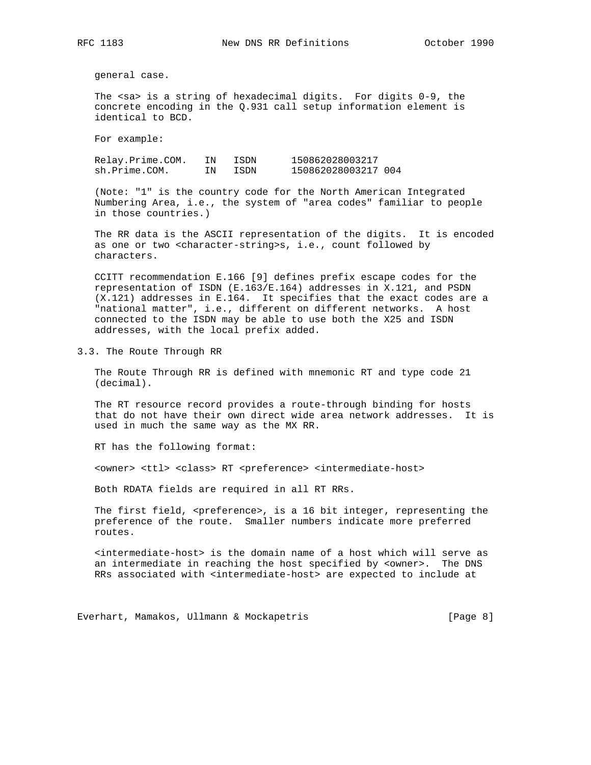general case.

The <sa> is a string of hexadecimal digits. For digits 0-9, the concrete encoding in the Q.931 call setup information element is identical to BCD.

For example:

```
Relay.Prime.COM.   IN   ISDN      150862028003217
sh.Prime.COM.      IN   ISDN      150862028003217 004
```

(Note: "1" is the country code for the North American Integrated Numbering Area, i.e., the system of "area codes" familiar to people in those countries.)

The RR data is the ASCII representation of the digits. It is encoded as one or two <character-string>s, i.e., count followed by characters.

CCITT recommendation E.166 [9] defines prefix escape codes for the representation of ISDN (E.163/E.164) addresses in X.121, and PSDN (X.121) addresses in E.164. It specifies that the exact codes are a "national matter", i.e., different on different networks. A host connected to the ISDN may be able to use both the X25 and ISDN addresses, with the local prefix added.

## 3.3. The Route Through RR

The Route Through RR is defined with mnemonic RT and type code 21 (decimal).

The RT resource record provides a route-through binding for hosts that do not have their own direct wide area network addresses. It is used in much the same way as the MX RR.

RT has the following format:

```
<owner> <ttl> <class> RT <preference> <intermediate-host>
```

Both RDATA fields are required in all RT RRs.

The first field, <preference>, is a 16 bit integer, representing the preference of the route. Smaller numbers indicate more preferred routes.

<intermediate-host> is the domain name of a host which will serve as an intermediate in reaching the host specified by <owner>. The DNS RRs associated with <intermediate-host> are expected to include at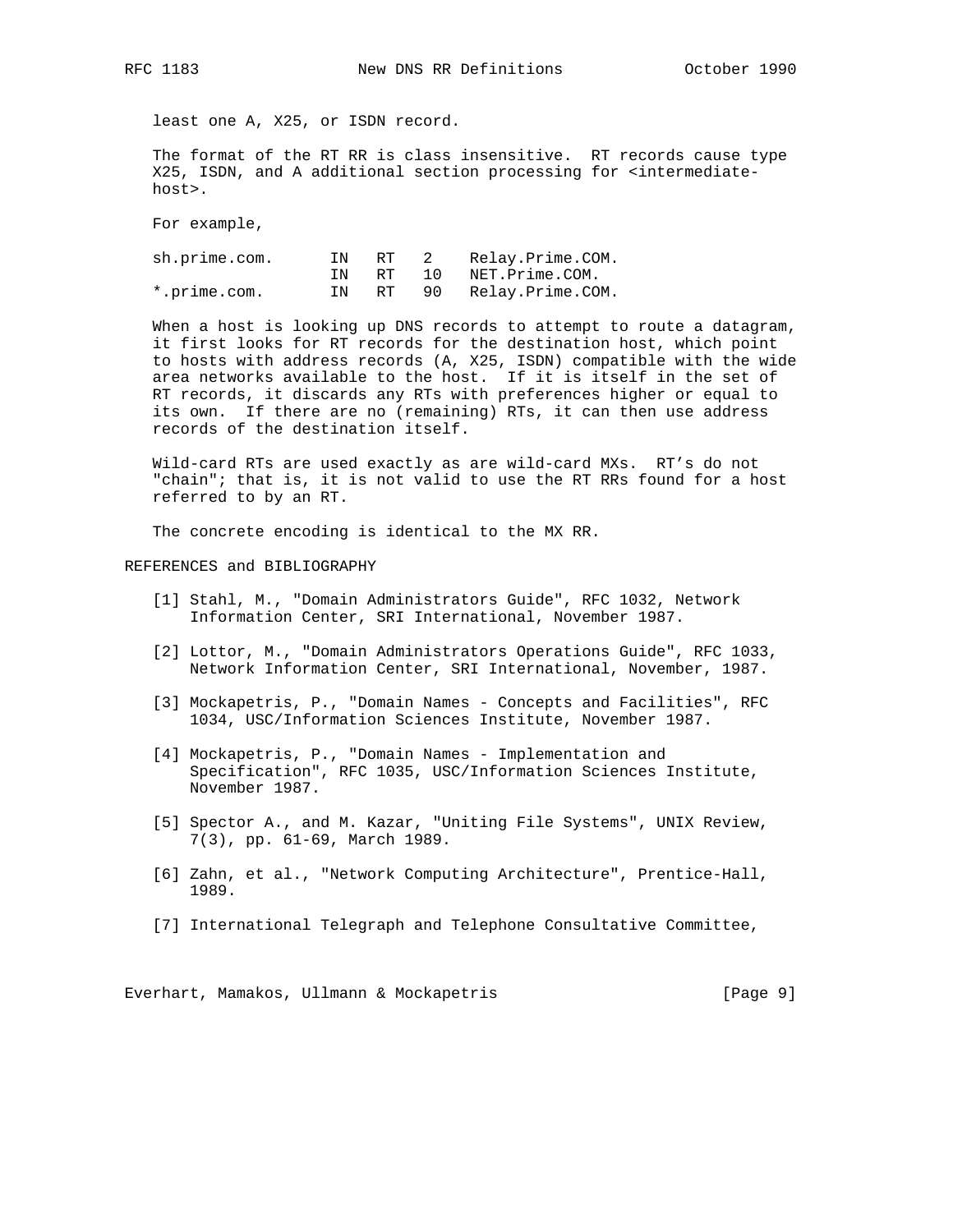least one A, X25, or ISDN record.

The format of the RT RR is class insensitive. RT records cause type X25, ISDN, and A additional section processing for <intermediate-host>.

For example,

```
sh.prime.com.      IN   RT   2    Relay.Prime.COM.
                   IN   RT   10   NET.Prime.COM.
*.prime.com.       IN   RT   90   Relay.Prime.COM.
```

When a host is looking up DNS records to attempt to route a datagram, it first looks for RT records for the destination host, which point to hosts with address records (A, X25, ISDN) compatible with the wide area networks available to the host. If it is itself in the set of RT records, it discards any RTs with preferences higher or equal to its own. If there are no (remaining) RTs, it can then use address records of the destination itself.

Wild-card RTs are used exactly as are wild-card MXs. RT's do not "chain"; that is, it is not valid to use the RT RRs found for a host referred to by an RT.

The concrete encoding is identical to the MX RR.

## REFERENCES and BIBLIOGRAPHY

[1] Stahl, M., "Domain Administrators Guide", RFC 1032, Network Information Center, SRI International, November 1987.

[2] Lottor, M., "Domain Administrators Operations Guide", RFC 1033, Network Information Center, SRI International, November, 1987.

[3] Mockapetris, P., "Domain Names - Concepts and Facilities", RFC 1034, USC/Information Sciences Institute, November 1987.

[4] Mockapetris, P., "Domain Names - Implementation and Specification", RFC 1035, USC/Information Sciences Institute, November 1987.

[5] Spector A., and M. Kazar, "Uniting File Systems", UNIX Review, 7(3), pp. 61-69, March 1989.

[6] Zahn, et al., "Network Computing Architecture", Prentice-Hall, 1989.

[7] International Telegraph and Telephone Consultative Committee,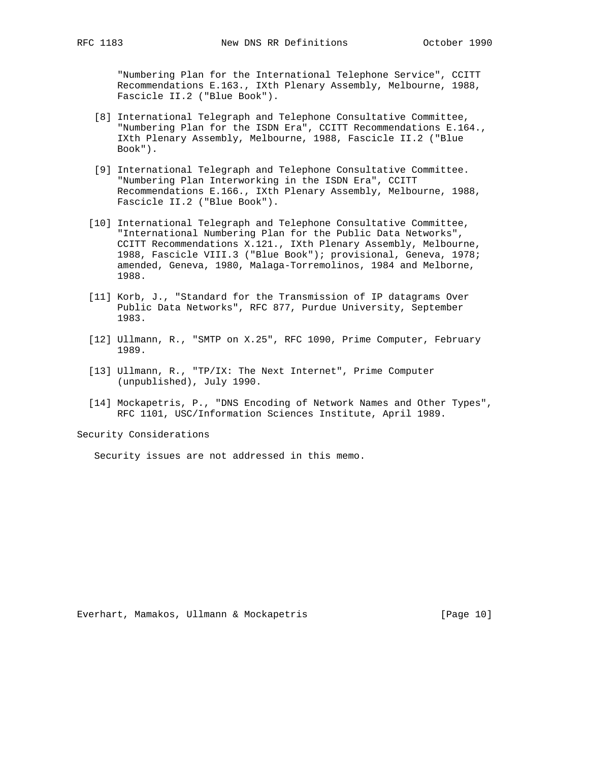"Numbering Plan for the International Telephone Service", CCITT Recommendations E.163., IXth Plenary Assembly, Melbourne, 1988, Fascicle II.2 ("Blue Book").

[8] International Telegraph and Telephone Consultative Committee, "Numbering Plan for the ISDN Era", CCITT Recommendations E.164., IXth Plenary Assembly, Melbourne, 1988, Fascicle II.2 ("Blue Book").

[9] International Telegraph and Telephone Consultative Committee. "Numbering Plan Interworking in the ISDN Era", CCITT Recommendations E.166., IXth Plenary Assembly, Melbourne, 1988, Fascicle II.2 ("Blue Book").

[10] International Telegraph and Telephone Consultative Committee, "International Numbering Plan for the Public Data Networks", CCITT Recommendations X.121., IXth Plenary Assembly, Melbourne, 1988, Fascicle VIII.3 ("Blue Book"); provisional, Geneva, 1978; amended, Geneva, 1980, Malaga-Torremolinos, 1984 and Melborne, 1988.

[11] Korb, J., "Standard for the Transmission of IP datagrams Over Public Data Networks", RFC 877, Purdue University, September 1983.

[12] Ullmann, R., "SMTP on X.25", RFC 1090, Prime Computer, February 1989.

[13] Ullmann, R., "TP/IX: The Next Internet", Prime Computer (unpublished), July 1990.

[14] Mockapetris, P., "DNS Encoding of Network Names and Other Types", RFC 1101, USC/Information Sciences Institute, April 1989.

## Security Considerations

Security issues are not addressed in this memo.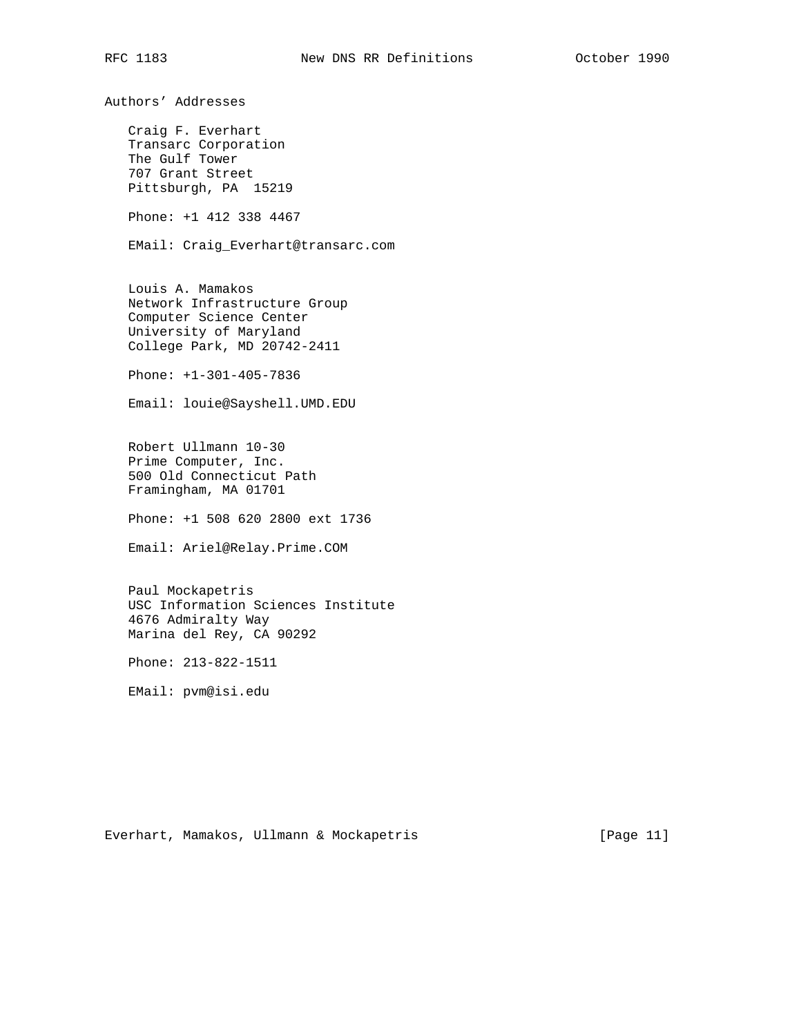## Authors' Addresses

Craig F. Everhart
Transarc Corporation
The Gulf Tower
707 Grant Street
Pittsburgh, PA  15219

Phone: +1 412 338 4467

EMail: Craig_Everhart@transarc.com

Louis A. Mamakos
Network Infrastructure Group
Computer Science Center
University of Maryland
College Park, MD 20742-2411

Phone: +1-301-405-7836

Email: louie@Sayshell.UMD.EDU

Robert Ullmann 10-30
Prime Computer, Inc.
500 Old Connecticut Path
Framingham, MA 01701

Phone: +1 508 620 2800 ext 1736

Email: Ariel@Relay.Prime.COM

Paul Mockapetris
USC Information Sciences Institute
4676 Admiralty Way
Marina del Rey, CA 90292

Phone: 213-822-1511

EMail: pvm@isi.edu